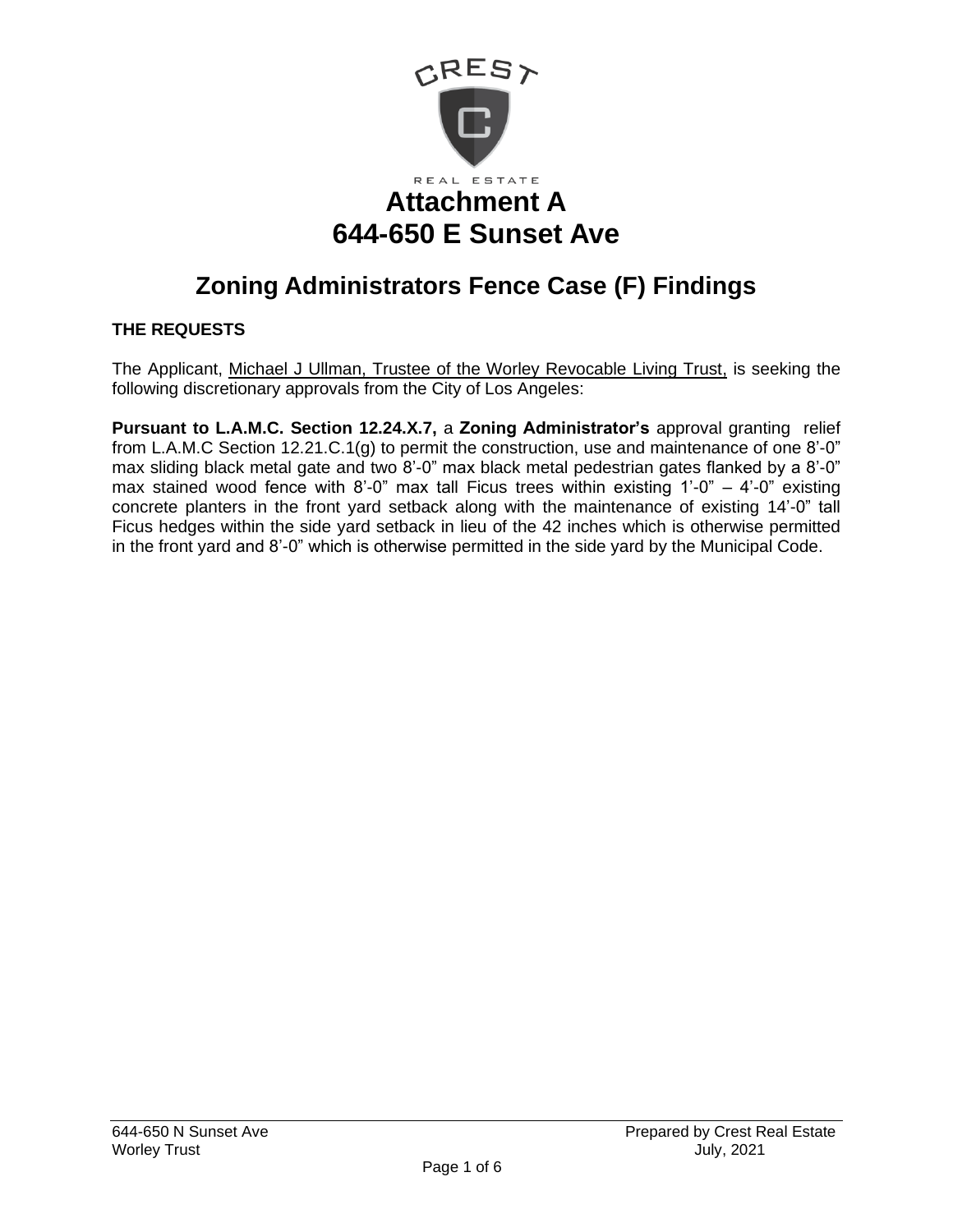# Attachment A
# 644-650 E Sunset Ave

## Zoning Administrators Fence Case (F) Findings

### THE REQUESTS

The Applicant, Michael J Ullman, Trustee of the Worley Revocable Living Trust, is seeking the following discretionary approvals from the City of Los Angeles:

**Pursuant to L.A.M.C. Section 12.24.X.7,** a **Zoning Administrator's** approval granting relief from L.A.M.C Section 12.21.C.1(g) to permit the construction, use and maintenance of one 8'-0" max sliding black metal gate and two 8'-0" max black metal pedestrian gates flanked by a 8'-0" max stained wood fence with 8'-0" max tall Ficus trees within existing 1'-0" – 4'-0" existing concrete planters in the front yard setback along with the maintenance of existing 14'-0" tall Ficus hedges within the side yard setback in lieu of the 42 inches which is otherwise permitted in the front yard and 8'-0" which is otherwise permitted in the side yard by the Municipal Code.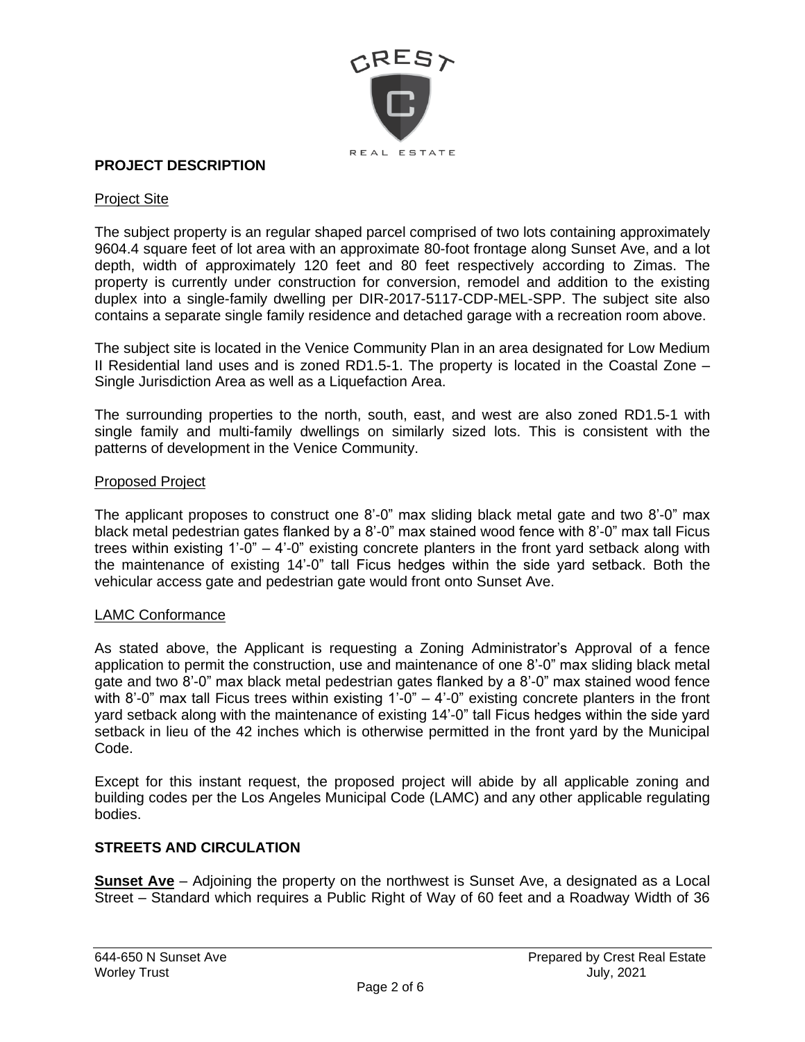## PROJECT DESCRIPTION

Project Site

The subject property is an regular shaped parcel comprised of two lots containing approximately 9604.4 square feet of lot area with an approximate 80-foot frontage along Sunset Ave, and a lot depth, width of approximately 120 feet and 80 feet respectively according to Zimas. The property is currently under construction for conversion, remodel and addition to the existing duplex into a single-family dwelling per DIR-2017-5117-CDP-MEL-SPP. The subject site also contains a separate single family residence and detached garage with a recreation room above.

The subject site is located in the Venice Community Plan in an area designated for Low Medium II Residential land uses and is zoned RD1.5-1. The property is located in the Coastal Zone – Single Jurisdiction Area as well as a Liquefaction Area.

The surrounding properties to the north, south, east, and west are also zoned RD1.5-1 with single family and multi-family dwellings on similarly sized lots. This is consistent with the patterns of development in the Venice Community.

Proposed Project

The applicant proposes to construct one 8'-0" max sliding black metal gate and two 8'-0" max black metal pedestrian gates flanked by a 8'-0" max stained wood fence with 8'-0" max tall Ficus trees within existing 1'-0" – 4'-0" existing concrete planters in the front yard setback along with the maintenance of existing 14'-0" tall Ficus hedges within the side yard setback. Both the vehicular access gate and pedestrian gate would front onto Sunset Ave.

LAMC Conformance

As stated above, the Applicant is requesting a Zoning Administrator's Approval of a fence application to permit the construction, use and maintenance of one 8'-0" max sliding black metal gate and two 8'-0" max black metal pedestrian gates flanked by a 8'-0" max stained wood fence with 8'-0" max tall Ficus trees within existing 1'-0" – 4'-0" existing concrete planters in the front yard setback along with the maintenance of existing 14'-0" tall Ficus hedges within the side yard setback in lieu of the 42 inches which is otherwise permitted in the front yard by the Municipal Code.

Except for this instant request, the proposed project will abide by all applicable zoning and building codes per the Los Angeles Municipal Code (LAMC) and any other applicable regulating bodies.

## STREETS AND CIRCULATION

**Sunset Ave** – Adjoining the property on the northwest is Sunset Ave, a designated as a Local Street – Standard which requires a Public Right of Way of 60 feet and a Roadway Width of 36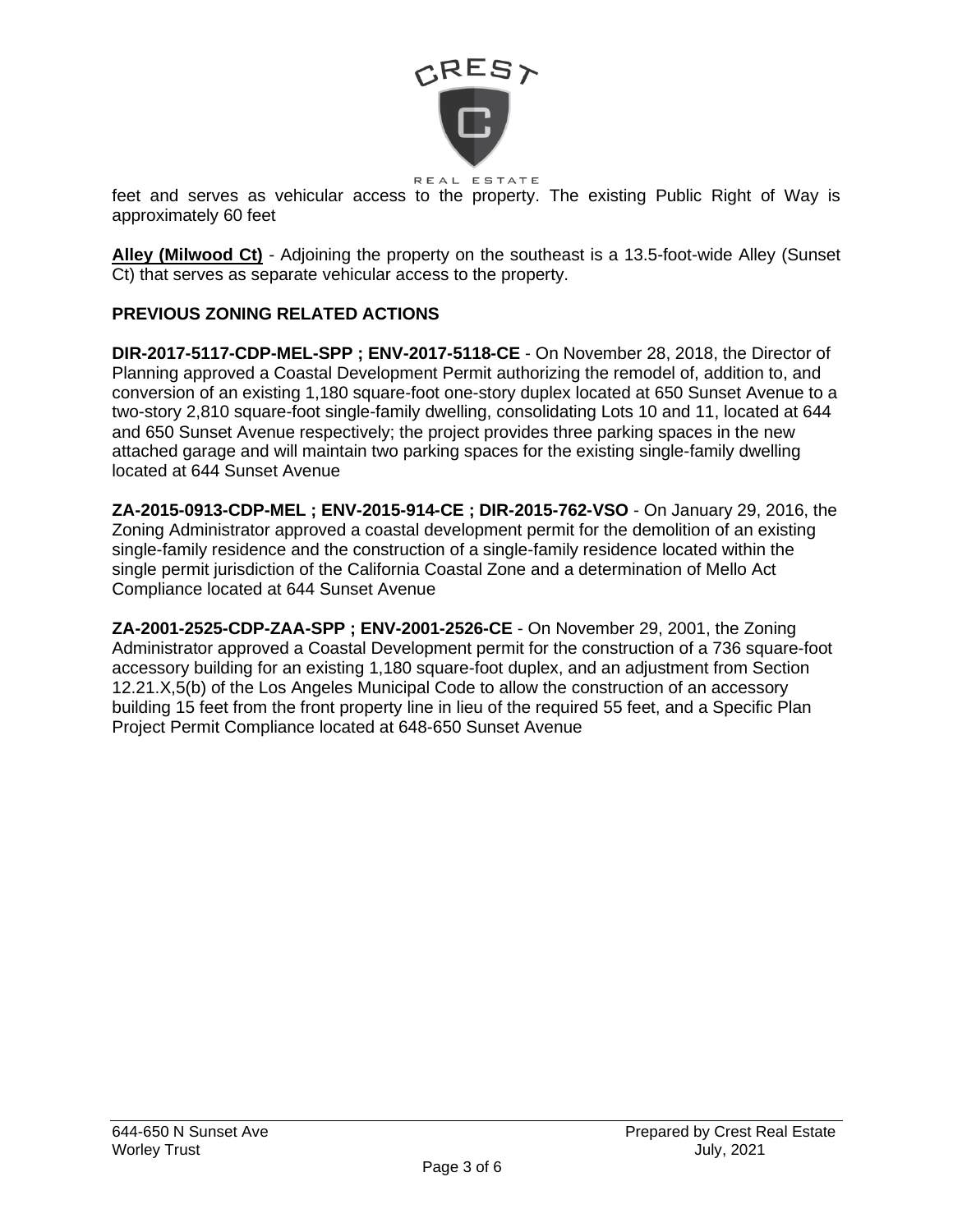feet and serves as vehicular access to the property. The existing Public Right of Way is approximately 60 feet

**Alley (Milwood Ct)** - Adjoining the property on the southeast is a 13.5-foot-wide Alley (Sunset Ct) that serves as separate vehicular access to the property.

## PREVIOUS ZONING RELATED ACTIONS

**DIR-2017-5117-CDP-MEL-SPP ; ENV-2017-5118-CE** - On November 28, 2018, the Director of Planning approved a Coastal Development Permit authorizing the remodel of, addition to, and conversion of an existing 1,180 square-foot one-story duplex located at 650 Sunset Avenue to a two-story 2,810 square-foot single-family dwelling, consolidating Lots 10 and 11, located at 644 and 650 Sunset Avenue respectively; the project provides three parking spaces in the new attached garage and will maintain two parking spaces for the existing single-family dwelling located at 644 Sunset Avenue

**ZA-2015-0913-CDP-MEL ; ENV-2015-914-CE ; DIR-2015-762-VSO** - On January 29, 2016, the Zoning Administrator approved a coastal development permit for the demolition of an existing single-family residence and the construction of a single-family residence located within the single permit jurisdiction of the California Coastal Zone and a determination of Mello Act Compliance located at 644 Sunset Avenue

**ZA-2001-2525-CDP-ZAA-SPP ; ENV-2001-2526-CE** - On November 29, 2001, the Zoning Administrator approved a Coastal Development permit for the construction of a 736 square-foot accessory building for an existing 1,180 square-foot duplex, and an adjustment from Section 12.21.X,5(b) of the Los Angeles Municipal Code to allow the construction of an accessory building 15 feet from the front property line in lieu of the required 55 feet, and a Specific Plan Project Permit Compliance located at 648-650 Sunset Avenue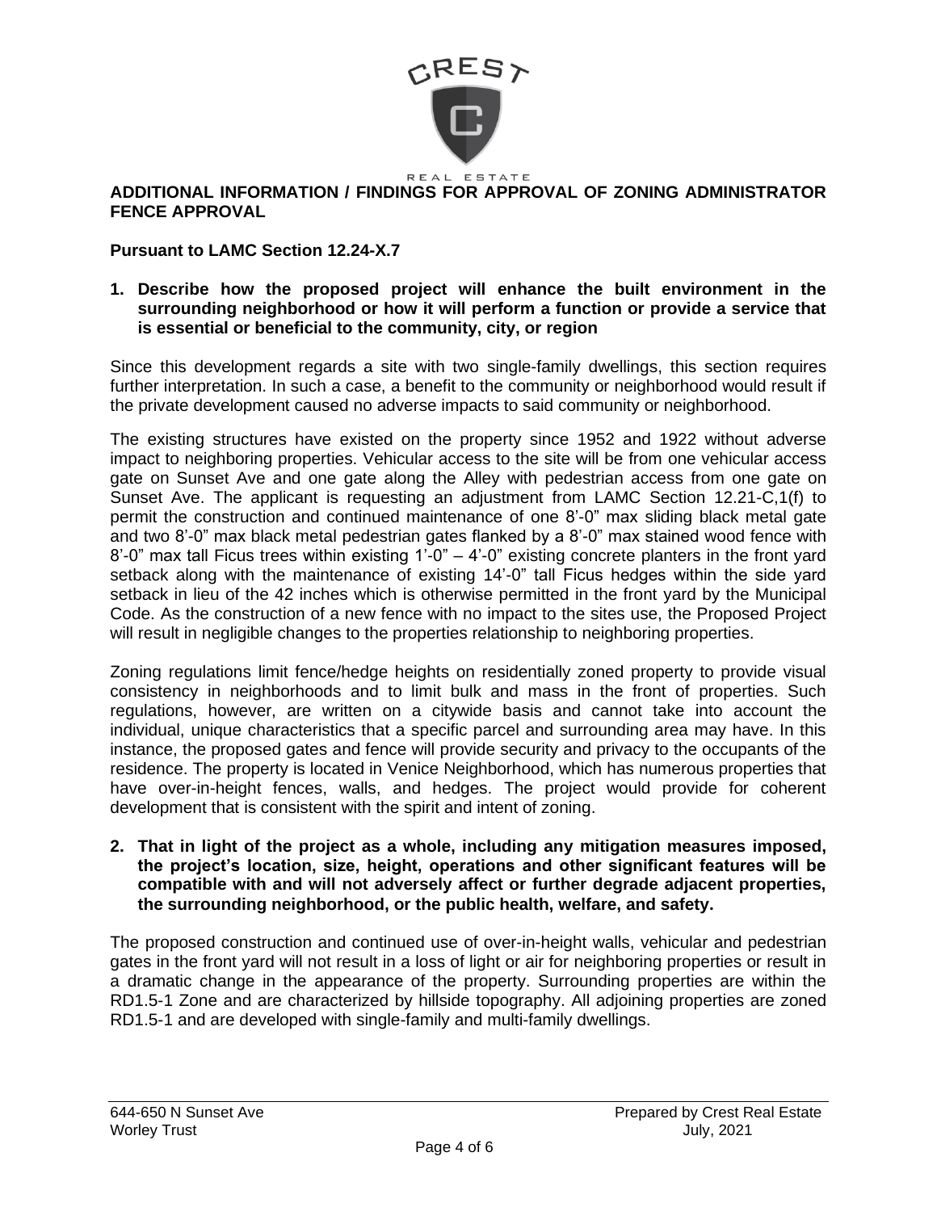## ADDITIONAL INFORMATION / FINDINGS FOR APPROVAL OF ZONING ADMINISTRATOR FENCE APPROVAL

**Pursuant to LAMC Section 12.24-X.7**

**1. Describe how the proposed project will enhance the built environment in the surrounding neighborhood or how it will perform a function or provide a service that is essential or beneficial to the community, city, or region**

Since this development regards a site with two single-family dwellings, this section requires further interpretation. In such a case, a benefit to the community or neighborhood would result if the private development caused no adverse impacts to said community or neighborhood.

The existing structures have existed on the property since 1952 and 1922 without adverse impact to neighboring properties. Vehicular access to the site will be from one vehicular access gate on Sunset Ave and one gate along the Alley with pedestrian access from one gate on Sunset Ave. The applicant is requesting an adjustment from LAMC Section 12.21-C,1(f) to permit the construction and continued maintenance of one 8'-0" max sliding black metal gate and two 8'-0" max black metal pedestrian gates flanked by a 8'-0" max stained wood fence with 8'-0" max tall Ficus trees within existing 1'-0" – 4'-0" existing concrete planters in the front yard setback along with the maintenance of existing 14'-0" tall Ficus hedges within the side yard setback in lieu of the 42 inches which is otherwise permitted in the front yard by the Municipal Code. As the construction of a new fence with no impact to the sites use, the Proposed Project will result in negligible changes to the properties relationship to neighboring properties.

Zoning regulations limit fence/hedge heights on residentially zoned property to provide visual consistency in neighborhoods and to limit bulk and mass in the front of properties. Such regulations, however, are written on a citywide basis and cannot take into account the individual, unique characteristics that a specific parcel and surrounding area may have. In this instance, the proposed gates and fence will provide security and privacy to the occupants of the residence. The property is located in Venice Neighborhood, which has numerous properties that have over-in-height fences, walls, and hedges. The project would provide for coherent development that is consistent with the spirit and intent of zoning.

**2. That in light of the project as a whole, including any mitigation measures imposed, the project's location, size, height, operations and other significant features will be compatible with and will not adversely affect or further degrade adjacent properties, the surrounding neighborhood, or the public health, welfare, and safety.**

The proposed construction and continued use of over-in-height walls, vehicular and pedestrian gates in the front yard will not result in a loss of light or air for neighboring properties or result in a dramatic change in the appearance of the property. Surrounding properties are within the RD1.5-1 Zone and are characterized by hillside topography. All adjoining properties are zoned RD1.5-1 and are developed with single-family and multi-family dwellings.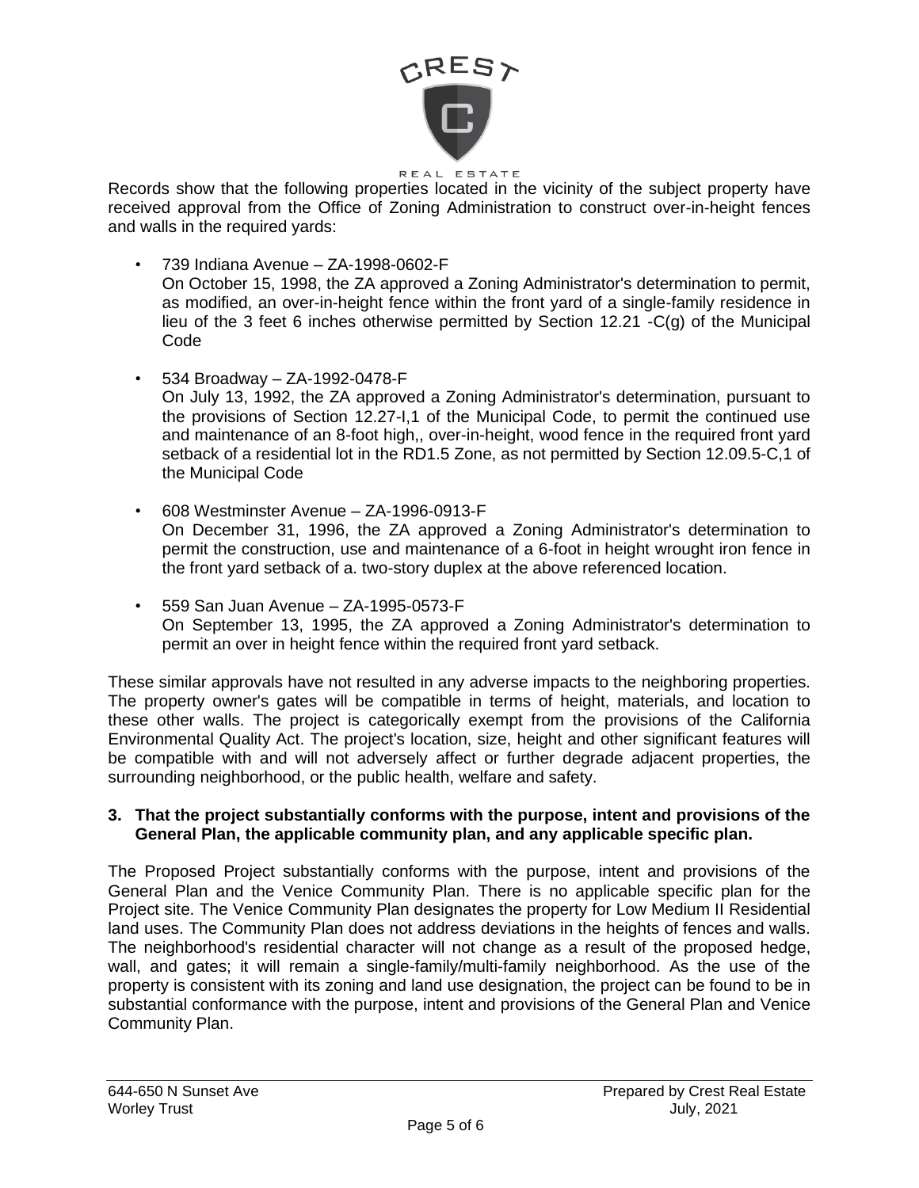Records show that the following properties located in the vicinity of the subject property have received approval from the Office of Zoning Administration to construct over-in-height fences and walls in the required yards:

- 739 Indiana Avenue – ZA-1998-0602-F
  On October 15, 1998, the ZA approved a Zoning Administrator's determination to permit, as modified, an over-in-height fence within the front yard of a single-family residence in lieu of the 3 feet 6 inches otherwise permitted by Section 12.21 -C(g) of the Municipal Code

- 534 Broadway – ZA-1992-0478-F
  On July 13, 1992, the ZA approved a Zoning Administrator's determination, pursuant to the provisions of Section 12.27-I,1 of the Municipal Code, to permit the continued use and maintenance of an 8-foot high,, over-in-height, wood fence in the required front yard setback of a residential lot in the RD1.5 Zone, as not permitted by Section 12.09.5-C,1 of the Municipal Code

- 608 Westminster Avenue – ZA-1996-0913-F
  On December 31, 1996, the ZA approved a Zoning Administrator's determination to permit the construction, use and maintenance of a 6-foot in height wrought iron fence in the front yard setback of a. two-story duplex at the above referenced location.

- 559 San Juan Avenue – ZA-1995-0573-F
  On September 13, 1995, the ZA approved a Zoning Administrator's determination to permit an over in height fence within the required front yard setback.

These similar approvals have not resulted in any adverse impacts to the neighboring properties. The property owner's gates will be compatible in terms of height, materials, and location to these other walls. The project is categorically exempt from the provisions of the California Environmental Quality Act. The project's location, size, height and other significant features will be compatible with and will not adversely affect or further degrade adjacent properties, the surrounding neighborhood, or the public health, welfare and safety.

**3. That the project substantially conforms with the purpose, intent and provisions of the General Plan, the applicable community plan, and any applicable specific plan.**

The Proposed Project substantially conforms with the purpose, intent and provisions of the General Plan and the Venice Community Plan. There is no applicable specific plan for the Project site. The Venice Community Plan designates the property for Low Medium II Residential land uses. The Community Plan does not address deviations in the heights of fences and walls. The neighborhood's residential character will not change as a result of the proposed hedge, wall, and gates; it will remain a single-family/multi-family neighborhood. As the use of the property is consistent with its zoning and land use designation, the project can be found to be in substantial conformance with the purpose, intent and provisions of the General Plan and Venice Community Plan.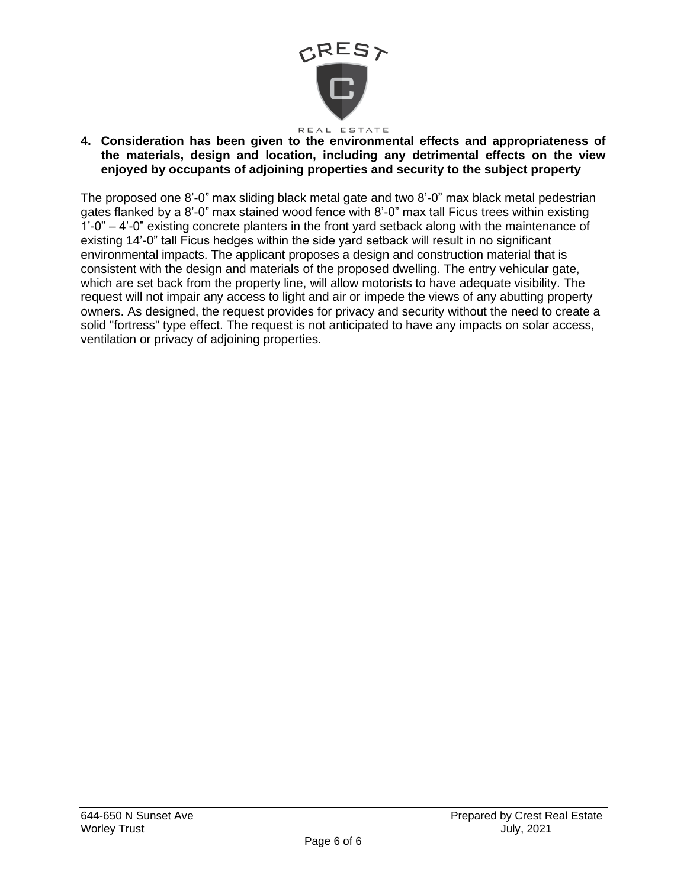**4. Consideration has been given to the environmental effects and appropriateness of the materials, design and location, including any detrimental effects on the view enjoyed by occupants of adjoining properties and security to the subject property**

The proposed one 8’-0” max sliding black metal gate and two 8’-0” max black metal pedestrian gates flanked by a 8’-0” max stained wood fence with 8’-0” max tall Ficus trees within existing 1’-0” – 4’-0” existing concrete planters in the front yard setback along with the maintenance of existing 14’-0” tall Ficus hedges within the side yard setback will result in no significant environmental impacts. The applicant proposes a design and construction material that is consistent with the design and materials of the proposed dwelling. The entry vehicular gate, which are set back from the property line, will allow motorists to have adequate visibility. The request will not impair any access to light and air or impede the views of any abutting property owners. As designed, the request provides for privacy and security without the need to create a solid "fortress" type effect. The request is not anticipated to have any impacts on solar access, ventilation or privacy of adjoining properties.